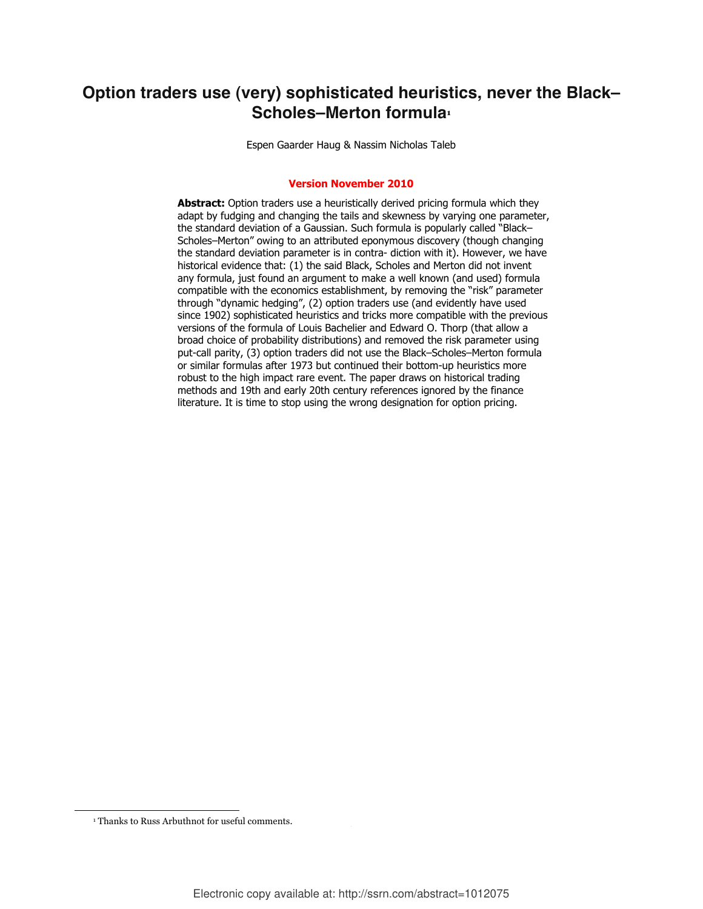# Option traders use (very) sophisticated heuristics, never the Black–Scholes–Merton formula[1]

Espen Gaarder Haug & Nassim Nicholas Taleb

**Version November 2010**

**Abstract:** Option traders use a heuristically derived pricing formula which they adapt by fudging and changing the tails and skewness by varying one parameter, the standard deviation of a Gaussian. Such formula is popularly called "Black–Scholes–Merton" owing to an attributed eponymous discovery (though changing the standard deviation parameter is in contra- diction with it). However, we have historical evidence that: (1) the said Black, Scholes and Merton did not invent any formula, just found an argument to make a well known (and used) formula compatible with the economics establishment, by removing the "risk" parameter through "dynamic hedging", (2) option traders use (and evidently have used since 1902) sophisticated heuristics and tricks more compatible with the previous versions of the formula of Louis Bachelier and Edward O. Thorp (that allow a broad choice of probability distributions) and removed the risk parameter using put-call parity, (3) option traders did not use the Black–Scholes–Merton formula or similar formulas after 1973 but continued their bottom-up heuristics more robust to the high impact rare event. The paper draws on historical trading methods and 19th and early 20th century references ignored by the finance literature. It is time to stop using the wrong designation for option pricing.

[1] Thanks to Russ Arbuthnot for useful comments.

Electronic copy available at: http://ssrn.com/abstract=1012075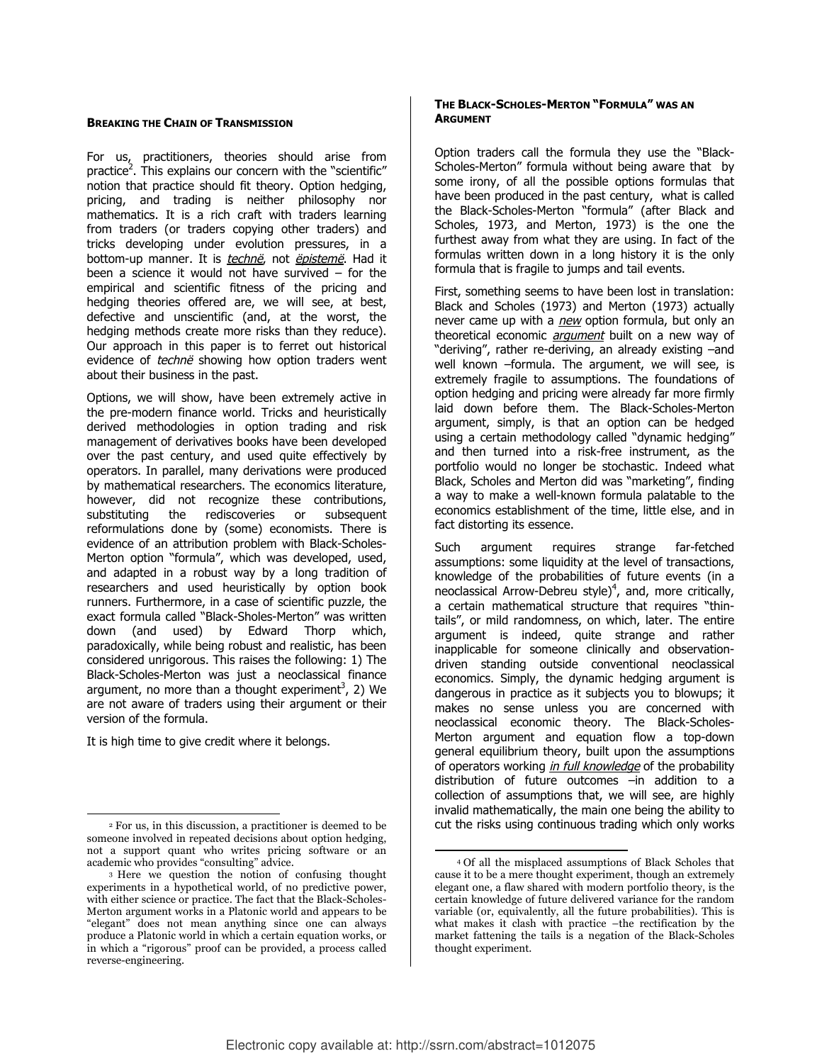## Breaking the Chain of Transmission

For us, practitioners, theories should arise from practice[2]. This explains our concern with the "scientific" notion that practice should fit theory. Option hedging, pricing, and trading is neither philosophy nor mathematics. It is a rich craft with traders learning from traders (or traders copying other traders) and tricks developing under evolution pressures, in a bottom-up manner. It is *technë*, not *ëpistemë*. Had it been a science it would not have survived – for the empirical and scientific fitness of the pricing and hedging theories offered are, we will see, at best, defective and unscientific (and, at the worst, the hedging methods create more risks than they reduce). Our approach in this paper is to ferret out historical evidence of *technë* showing how option traders went about their business in the past.

Options, we will show, have been extremely active in the pre-modern finance world. Tricks and heuristically derived methodologies in option trading and risk management of derivatives books have been developed over the past century, and used quite effectively by operators. In parallel, many derivations were produced by mathematical researchers. The economics literature, however, did not recognize these contributions, substituting the rediscoveries or subsequent reformulations done by (some) economists. There is evidence of an attribution problem with Black-Scholes-Merton option "formula", which was developed, used, and adapted in a robust way by a long tradition of researchers and used heuristically by option book runners. Furthermore, in a case of scientific puzzle, the exact formula called "Black-Sholes-Merton" was written down (and used) by Edward Thorp which, paradoxically, while being robust and realistic, has been considered unrigorous. This raises the following: 1) The Black-Scholes-Merton was just a neoclassical finance argument, no more than a thought experiment[3], 2) We are not aware of traders using their argument or their version of the formula.

It is high time to give credit where it belongs.

## The Black-Scholes-Merton "Formula" was an Argument

Option traders call the formula they use the "Black-Scholes-Merton" formula without being aware that by some irony, of all the possible options formulas that have been produced in the past century, what is called the Black-Scholes-Merton "formula" (after Black and Scholes, 1973, and Merton, 1973) is the one the furthest away from what they are using. In fact of the formulas written down in a long history it is the only formula that is fragile to jumps and tail events.

First, something seems to have been lost in translation: Black and Scholes (1973) and Merton (1973) actually never came up with a *new* option formula, but only an theoretical economic *argument* built on a new way of "deriving", rather re-deriving, an already existing –and well known –formula. The argument, we will see, is extremely fragile to assumptions. The foundations of option hedging and pricing were already far more firmly laid down before them. The Black-Scholes-Merton argument, simply, is that an option can be hedged using a certain methodology called "dynamic hedging" and then turned into a risk-free instrument, as the portfolio would no longer be stochastic. Indeed what Black, Scholes and Merton did was "marketing", finding a way to make a well-known formula palatable to the economics establishment of the time, little else, and in fact distorting its essence.

Such argument requires strange far-fetched assumptions: some liquidity at the level of transactions, knowledge of the probabilities of future events (in a neoclassical Arrow-Debreu style)[4], and, more critically, a certain mathematical structure that requires "thin-tails", or mild randomness, on which, later. The entire argument is indeed, quite strange and rather inapplicable for someone clinically and observation-driven standing outside conventional neoclassical economics. Simply, the dynamic hedging argument is dangerous in practice as it subjects you to blowups; it makes no sense unless you are concerned with neoclassical economic theory. The Black-Scholes-Merton argument and equation flow a top-down general equilibrium theory, built upon the assumptions of operators working *in full knowledge* of the probability distribution of future outcomes –in addition to a collection of assumptions that, we will see, are highly invalid mathematically, the main one being the ability to cut the risks using continuous trading which only works

---

[2] For us, in this discussion, a practitioner is deemed to be someone involved in repeated decisions about option hedging, not a support quant who writes pricing software or an academic who provides "consulting" advice.

[3] Here we question the notion of confusing thought experiments in a hypothetical world, of no predictive power, with either science or practice. The fact that the Black-Scholes-Merton argument works in a Platonic world and appears to be "elegant" does not mean anything since one can always produce a Platonic world in which a certain equation works, or in which a "rigorous" proof can be provided, a process called reverse-engineering.

[4] Of all the misplaced assumptions of Black Scholes that cause it to be a mere thought experiment, though an extremely elegant one, a flaw shared with modern portfolio theory, is the certain knowledge of future delivered variance for the random variable (or, equivalently, all the future probabilities). This is what makes it clash with practice –the rectification by the market fattening the tails is a negation of the Black-Scholes thought experiment.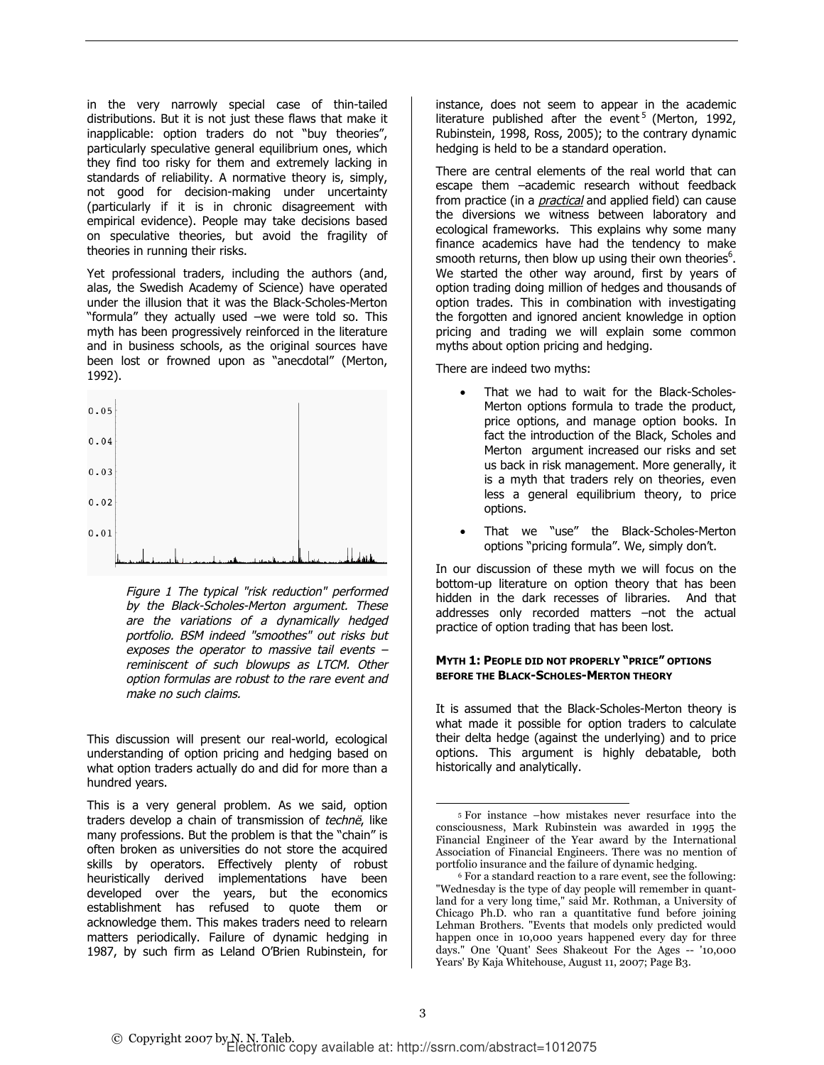in the very narrowly special case of thin-tailed distributions. But it is not just these flaws that make it inapplicable: option traders do not "buy theories", particularly speculative general equilibrium ones, which they find too risky for them and extremely lacking in standards of reliability. A normative theory is, simply, not good for decision-making under uncertainty (particularly if it is in chronic disagreement with empirical evidence). People may take decisions based on speculative theories, but avoid the fragility of theories in running their risks.

Yet professional traders, including the authors (and, alas, the Swedish Academy of Science) have operated under the illusion that it was the Black-Scholes-Merton "formula" they actually used –we were told so. This myth has been progressively reinforced in the literature and in business schools, as the original sources have been lost or frowned upon as "anecdotal" (Merton, 1992).

0.05
0.04
0.03
0.02
0.01

*Figure 1 The typical "risk reduction" performed by the Black-Scholes-Merton argument. These are the variations of a dynamically hedged portfolio. BSM indeed "smoothes" out risks but exposes the operator to massive tail events – reminiscent of such blowups as LTCM. Other option formulas are robust to the rare event and make no such claims.*

This discussion will present our real-world, ecological understanding of option pricing and hedging based on what option traders actually do and did for more than a hundred years.

This is a very general problem. As we said, option traders develop a chain of transmission of *technë*, like many professions. But the problem is that the "chain" is often broken as universities do not store the acquired skills by operators. Effectively plenty of robust heuristically derived implementations have been developed over the years, but the economics establishment has refused to quote them or acknowledge them. This makes traders need to relearn matters periodically. Failure of dynamic hedging in 1987, by such firm as Leland O'Brien Rubinstein, for instance, does not seem to appear in the academic literature published after the event[5] (Merton, 1992, Rubinstein, 1998, Ross, 2005); to the contrary dynamic hedging is held to be a standard operation.

There are central elements of the real world that can escape them –academic research without feedback from practice (in a *practical* and applied field) can cause the diversions we witness between laboratory and ecological frameworks. This explains why some many finance academics have had the tendency to make smooth returns, then blow up using their own theories[6]. We started the other way around, first by years of option trading doing million of hedges and thousands of option trades. This in combination with investigating the forgotten and ignored ancient knowledge in option pricing and trading we will explain some common myths about option pricing and hedging.

There are indeed two myths:

- That we had to wait for the Black-Scholes-Merton options formula to trade the product, price options, and manage option books. In fact the introduction of the Black, Scholes and Merton argument increased our risks and set us back in risk management. More generally, it is a myth that traders rely on theories, even less a general equilibrium theory, to price options.
- That we "use" the Black-Scholes-Merton options "pricing formula". We, simply don't.

In our discussion of these myth we will focus on the bottom-up literature on option theory that has been hidden in the dark recesses of libraries. And that addresses only recorded matters –not the actual practice of option trading that has been lost.

#### MYTH 1: PEOPLE DID NOT PROPERLY "PRICE" OPTIONS BEFORE THE BLACK-SCHOLES-MERTON THEORY

It is assumed that the Black-Scholes-Merton theory is what made it possible for option traders to calculate their delta hedge (against the underlying) and to price options. This argument is highly debatable, both historically and analytically.

---

[5] For instance –how mistakes never resurface into the consciousness, Mark Rubinstein was awarded in 1995 the Financial Engineer of the Year award by the International Association of Financial Engineers. There was no mention of portfolio insurance and the failure of dynamic hedging.

[6] For a standard reaction to a rare event, see the following: "Wednesday is the type of day people will remember in quant-land for a very long time," said Mr. Rothman, a University of Chicago Ph.D. who ran a quantitative fund before joining Lehman Brothers. "Events that models only predicted would happen once in 10,000 years happened every day for three days." One 'Quant' Sees Shakeout For the Ages -- '10,000 Years' By Kaja Whitehouse, August 11, 2007; Page B3.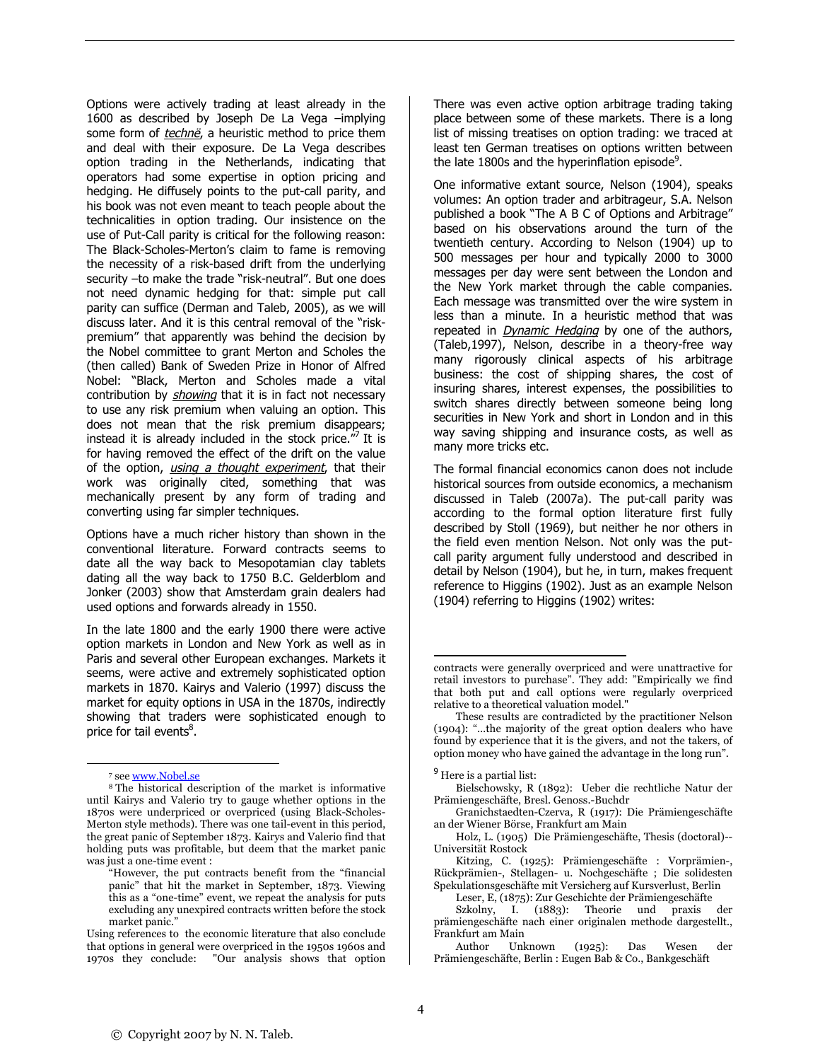Options were actively trading at least already in the 1600 as described by Joseph De La Vega –implying some form of *technē*, a heuristic method to price them and deal with their exposure. De La Vega describes option trading in the Netherlands, indicating that operators had some expertise in option pricing and hedging. He diffusely points to the put-call parity, and his book was not even meant to teach people about the technicalities in option trading. Our insistence on the use of Put-Call parity is critical for the following reason: The Black-Scholes-Merton's claim to fame is removing the necessity of a risk-based drift from the underlying security –to make the trade "risk-neutral". But one does not need dynamic hedging for that: simple put call parity can suffice (Derman and Taleb, 2005), as we will discuss later. And it is this central removal of the "risk-premium" that apparently was behind the decision by the Nobel committee to grant Merton and Scholes the (then called) Bank of Sweden Prize in Honor of Alfred Nobel: "Black, Merton and Scholes made a vital contribution by *showing* that it is in fact not necessary to use any risk premium when valuing an option. This does not mean that the risk premium disappears; instead it is already included in the stock price."[7] It is for having removed the effect of the drift on the value of the option, *using a thought experiment*, that their work was originally cited, something that was mechanically present by any form of trading and converting using far simpler techniques.

Options have a much richer history than shown in the conventional literature. Forward contracts seems to date all the way back to Mesopotamian clay tablets dating all the way back to 1750 B.C. Gelderblom and Jonker (2003) show that Amsterdam grain dealers had used options and forwards already in 1550.

In the late 1800 and the early 1900 there were active option markets in London and New York as well as in Paris and several other European exchanges. Markets it seems, were active and extremely sophisticated option markets in 1870. Kairys and Valerio (1997) discuss the market for equity options in USA in the 1870s, indirectly showing that traders were sophisticated enough to price for tail events[8].

There was even active option arbitrage trading taking place between some of these markets. There is a long list of missing treatises on option trading: we traced at least ten German treatises on options written between the late 1800s and the hyperinflation episode[9].

One informative extant source, Nelson (1904), speaks volumes: An option trader and arbitrageur, S.A. Nelson published a book "The A B C of Options and Arbitrage" based on his observations around the turn of the twentieth century. According to Nelson (1904) up to 500 messages per hour and typically 2000 to 3000 messages per day were sent between the London and the New York market through the cable companies. Each message was transmitted over the wire system in less than a minute. In a heuristic method that was repeated in *Dynamic Hedging* by one of the authors, (Taleb,1997), Nelson, describe in a theory-free way many rigorously clinical aspects of his arbitrage business: the cost of shipping shares, the cost of insuring shares, interest expenses, the possibilities to switch shares directly between someone being long securities in New York and short in London and in this way saving shipping and insurance costs, as well as many more tricks etc.

The formal financial economics canon does not include historical sources from outside economics, a mechanism discussed in Taleb (2007a). The put-call parity was according to the formal option literature first fully described by Stoll (1969), but neither he nor others in the field even mention Nelson. Not only was the put-call parity argument fully understood and described in detail by Nelson (1904), but he, in turn, makes frequent reference to Higgins (1902). Just as an example Nelson (1904) referring to Higgins (1902) writes:

---

[7] see www.Nobel.se

[8] The historical description of the market is informative until Kairys and Valerio try to gauge whether options in the 1870s were underpriced or overpriced (using Black-Scholes-Merton style methods). There was one tail-event in this period, the great panic of September 1873. Kairys and Valerio find that holding puts was profitable, but deem that the market panic was just a one-time event :

> "However, the put contracts benefit from the "financial panic" that hit the market in September, 1873. Viewing this as a "one-time" event, we repeat the analysis for puts excluding any unexpired contracts written before the stock market panic."

Using references to the economic literature that also conclude that options in general were overpriced in the 1950s 1960s and 1970s they conclude: "Our analysis shows that option contracts were generally overpriced and were unattractive for retail investors to purchase". They add: "Empirically we find that both put and call options were regularly overpriced relative to a theoretical valuation model."

These results are contradicted by the practitioner Nelson (1904): "...the majority of the great option dealers who have found by experience that it is the givers, and not the takers, of option money who have gained the advantage in the long run".

[9] Here is a partial list:

Bielschowsky, R (1892): Ueber die rechtliche Natur der Prämiengeschäfte, Bresl. Genoss.-Buchdr

Granichstaedten-Czerva, R (1917): Die Prämiengeschäfte an der Wiener Börse, Frankfurt am Main

Holz, L. (1905) Die Prämiengeschäfte, Thesis (doctoral)--Universität Rostock

Kitzing, C. (1925): Prämiengeschäfte : Vorprämien-, Rückprämien-, Stellagen- u. Nochgeschäfte ; Die solidesten Spekulationsgeschäfte mit Versicherg auf Kursverlust, Berlin

Leser, E, (1875): Zur Geschichte der Prämiengeschäfte

Szkolny, I. (1883): Theorie und praxis der prämiengeschäfte nach einer originalen methode dargestellt., Frankfurt am Main

Author Unknown (1925): Das Wesen der Prämiengeschäfte, Berlin : Eugen Bab & Co., Bankgeschäft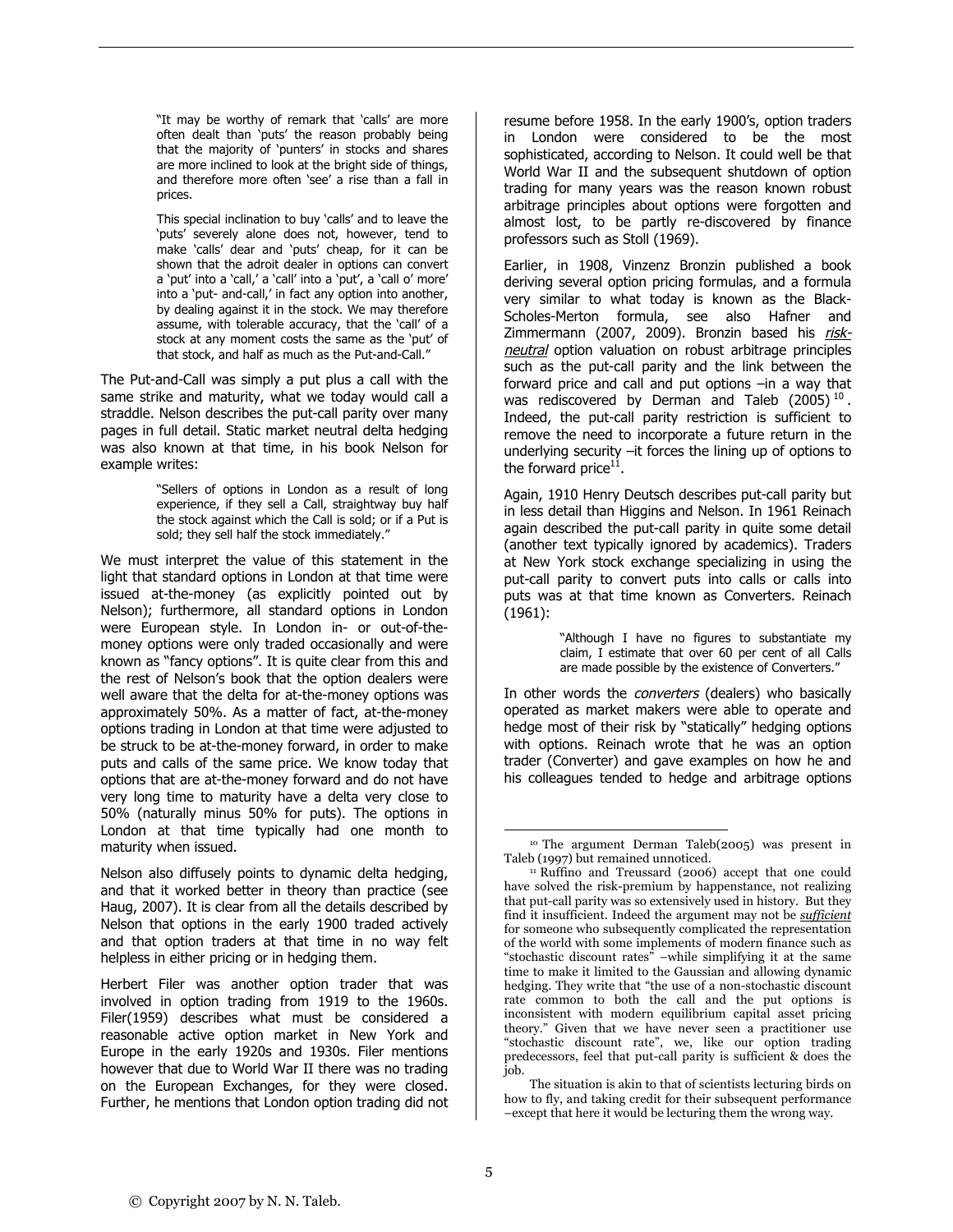> "It may be worthy of remark that 'calls' are more often dealt than 'puts' the reason probably being that the majority of 'punters' in stocks and shares are more inclined to look at the bright side of things, and therefore more often 'see' a rise than a fall in prices.
>
> This special inclination to buy 'calls' and to leave the 'puts' severely alone does not, however, tend to make 'calls' dear and 'puts' cheap, for it can be shown that the adroit dealer in options can convert a 'put' into a 'call,' a 'call' into a 'put', a 'call o' more' into a 'put- and-call,' in fact any option into another, by dealing against it in the stock. We may therefore assume, with tolerable accuracy, that the 'call' of a stock at any moment costs the same as the 'put' of that stock, and half as much as the Put-and-Call."

The Put-and-Call was simply a put plus a call with the same strike and maturity, what we today would call a straddle. Nelson describes the put-call parity over many pages in full detail. Static market neutral delta hedging was also known at that time, in his book Nelson for example writes:

> "Sellers of options in London as a result of long experience, if they sell a Call, straightway buy half the stock against which the Call is sold; or if a Put is sold; they sell half the stock immediately."

We must interpret the value of this statement in the light that standard options in London at that time were issued at-the-money (as explicitly pointed out by Nelson); furthermore, all standard options in London were European style. In London in- or out-of-the-money options were only traded occasionally and were known as "fancy options". It is quite clear from this and the rest of Nelson's book that the option dealers were well aware that the delta for at-the-money options was approximately 50%. As a matter of fact, at-the-money options trading in London at that time were adjusted to be struck to be at-the-money forward, in order to make puts and calls of the same price. We know today that options that are at-the-money forward and do not have very long time to maturity have a delta very close to 50% (naturally minus 50% for puts). The options in London at that time typically had one month to maturity when issued.

Nelson also diffusely points to dynamic delta hedging, and that it worked better in theory than practice (see Haug, 2007). It is clear from all the details described by Nelson that options in the early 1900 traded actively and that option traders at that time in no way felt helpless in either pricing or in hedging them.

Herbert Filer was another option trader that was involved in option trading from 1919 to the 1960s. Filer(1959) describes what must be considered a reasonable active option market in New York and Europe in the early 1920s and 1930s. Filer mentions however that due to World War II there was no trading on the European Exchanges, for they were closed. Further, he mentions that London option trading did not resume before 1958. In the early 1900's, option traders in London were considered to be the most sophisticated, according to Nelson. It could well be that World War II and the subsequent shutdown of option trading for many years was the reason known robust arbitrage principles about options were forgotten and almost lost, to be partly re-discovered by finance professors such as Stoll (1969).

Earlier, in 1908, Vinzenz Bronzin published a book deriving several option pricing formulas, and a formula very similar to what today is known as the Black-Scholes-Merton formula, see also Hafner and Zimmermann (2007, 2009). Bronzin based his *risk-neutral* option valuation on robust arbitrage principles such as the put-call parity and the link between the forward price and call and put options –in a way that was rediscovered by Derman and Taleb (2005)[10]. Indeed, the put-call parity restriction is sufficient to remove the need to incorporate a future return in the underlying security –it forces the lining up of options to the forward price[11].

Again, 1910 Henry Deutsch describes put-call parity but in less detail than Higgins and Nelson. In 1961 Reinach again described the put-call parity in quite some detail (another text typically ignored by academics). Traders at New York stock exchange specializing in using the put-call parity to convert puts into calls or calls into puts was at that time known as Converters. Reinach (1961):

> "Although I have no figures to substantiate my claim, I estimate that over 60 per cent of all Calls are made possible by the existence of Converters."

In other words the *converters* (dealers) who basically operated as market makers were able to operate and hedge most of their risk by "statically" hedging options with options. Reinach wrote that he was an option trader (Converter) and gave examples on how he and his colleagues tended to hedge and arbitrage options

---

[10] The argument Derman Taleb(2005) was present in Taleb (1997) but remained unnoticed.

[11] Ruffino and Treussard (2006) accept that one could have solved the risk-premium by happenstance, not realizing that put-call parity was so extensively used in history. But they find it insufficient. Indeed the argument may not be ***sufficient*** for someone who subsequently complicated the representation of the world with some implements of modern finance such as "stochastic discount rates" –while simplifying it at the same time to make it limited to the Gaussian and allowing dynamic hedging. They write that "the use of a non-stochastic discount rate common to both the call and the put options is inconsistent with modern equilibrium capital asset pricing theory." Given that we have never seen a practitioner use "stochastic discount rate", we, like our option trading predecessors, feel that put-call parity is sufficient & does the job.

The situation is akin to that of scientists lecturing birds on how to fly, and taking credit for their subsequent performance –except that here it would be lecturing them the wrong way.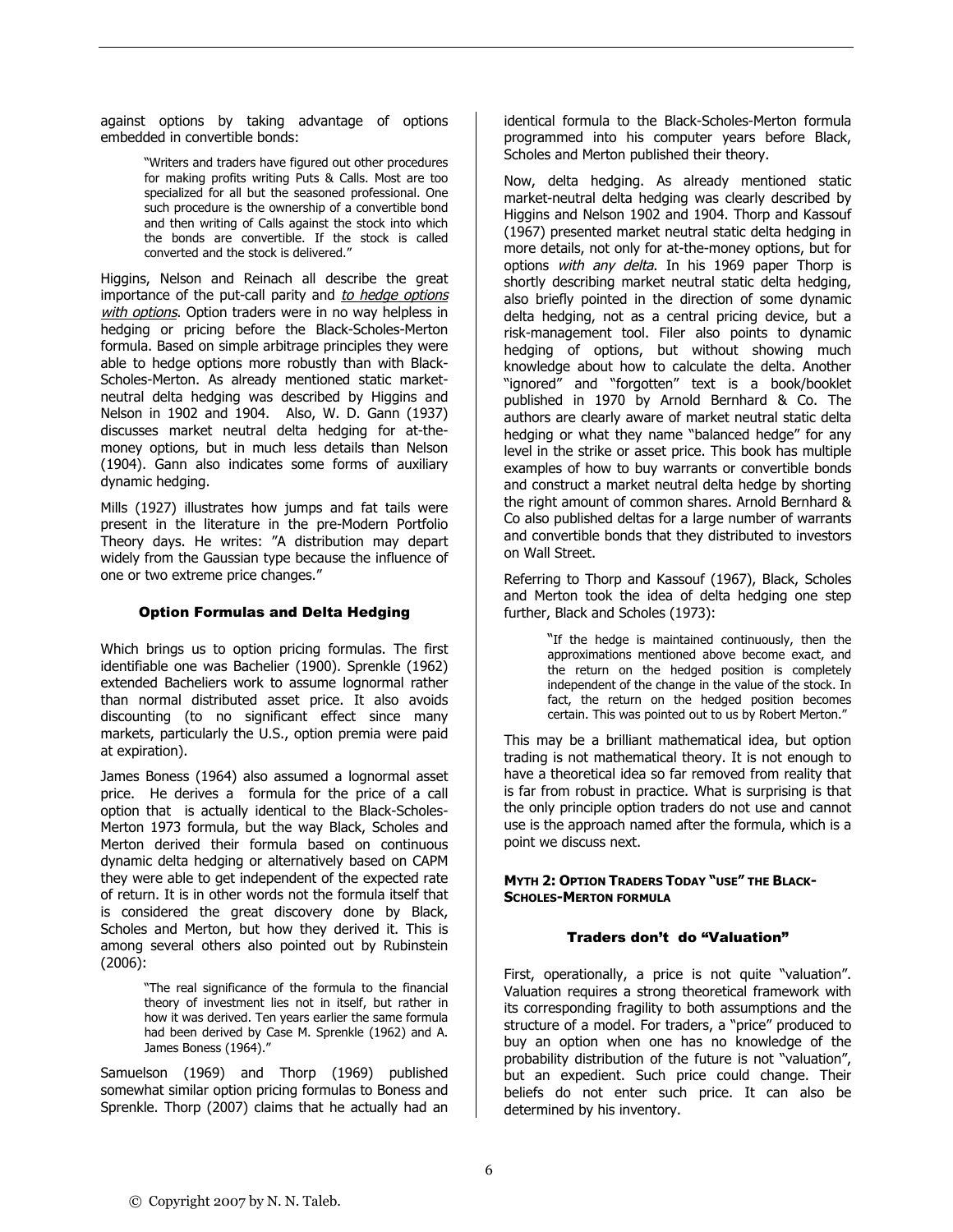against options by taking advantage of options embedded in convertible bonds:

> "Writers and traders have figured out other procedures for making profits writing Puts & Calls. Most are too specialized for all but the seasoned professional. One such procedure is the ownership of a convertible bond and then writing of Calls against the stock into which the bonds are convertible. If the stock is called converted and the stock is delivered."

Higgins, Nelson and Reinach all describe the great importance of the put-call parity and *to hedge options with options*. Option traders were in no way helpless in hedging or pricing before the Black-Scholes-Merton formula. Based on simple arbitrage principles they were able to hedge options more robustly than with Black-Scholes-Merton. As already mentioned static market-neutral delta hedging was described by Higgins and Nelson in 1902 and 1904. Also, W. D. Gann (1937) discusses market neutral delta hedging for at-the-money options, but in much less details than Nelson (1904). Gann also indicates some forms of auxiliary dynamic hedging.

Mills (1927) illustrates how jumps and fat tails were present in the literature in the pre-Modern Portfolio Theory days. He writes: "A distribution may depart widely from the Gaussian type because the influence of one or two extreme price changes."

### Option Formulas and Delta Hedging

Which brings us to option pricing formulas. The first identifiable one was Bachelier (1900). Sprenkle (1962) extended Bacheliers work to assume lognormal rather than normal distributed asset price. It also avoids discounting (to no significant effect since many markets, particularly the U.S., option premia were paid at expiration).

James Boness (1964) also assumed a lognormal asset price. He derives a formula for the price of a call option that is actually identical to the Black-Scholes-Merton 1973 formula, but the way Black, Scholes and Merton derived their formula based on continuous dynamic delta hedging or alternatively based on CAPM they were able to get independent of the expected rate of return. It is in other words not the formula itself that is considered the great discovery done by Black, Scholes and Merton, but how they derived it. This is among several others also pointed out by Rubinstein (2006):

> "The real significance of the formula to the financial theory of investment lies not in itself, but rather in how it was derived. Ten years earlier the same formula had been derived by Case M. Sprenkle (1962) and A. James Boness (1964)."

Samuelson (1969) and Thorp (1969) published somewhat similar option pricing formulas to Boness and Sprenkle. Thorp (2007) claims that he actually had an identical formula to the Black-Scholes-Merton formula programmed into his computer years before Black, Scholes and Merton published their theory.

Now, delta hedging. As already mentioned static market-neutral delta hedging was clearly described by Higgins and Nelson 1902 and 1904. Thorp and Kassouf (1967) presented market neutral static delta hedging in more details, not only for at-the-money options, but for options *with any delta*. In his 1969 paper Thorp is shortly describing market neutral static delta hedging, also briefly pointed in the direction of some dynamic delta hedging, not as a central pricing device, but a risk-management tool. Filer also points to dynamic hedging of options, but without showing much knowledge about how to calculate the delta. Another "ignored" and "forgotten" text is a book/booklet published in 1970 by Arnold Bernhard & Co. The authors are clearly aware of market neutral static delta hedging or what they name "balanced hedge" for any level in the strike or asset price. This book has multiple examples of how to buy warrants or convertible bonds and construct a market neutral delta hedge by shorting the right amount of common shares. Arnold Bernhard & Co also published deltas for a large number of warrants and convertible bonds that they distributed to investors on Wall Street.

Referring to Thorp and Kassouf (1967), Black, Scholes and Merton took the idea of delta hedging one step further, Black and Scholes (1973):

> "If the hedge is maintained continuously, then the approximations mentioned above become exact, and the return on the hedged position is completely independent of the change in the value of the stock. In fact, the return on the hedged position becomes certain. This was pointed out to us by Robert Merton."

This may be a brilliant mathematical idea, but option trading is not mathematical theory. It is not enough to have a theoretical idea so far removed from reality that is far from robust in practice. What is surprising is that the only principle option traders do not use and cannot use is the approach named after the formula, which is a point we discuss next.

## MYTH 2: OPTION TRADERS TODAY "USE" THE BLACK-SCHOLES-MERTON FORMULA

### Traders don't do "Valuation"

First, operationally, a price is not quite "valuation". Valuation requires a strong theoretical framework with its corresponding fragility to both assumptions and the structure of a model. For traders, a "price" produced to buy an option when one has no knowledge of the probability distribution of the future is not "valuation", but an expedient. Such price could change. Their beliefs do not enter such price. It can also be determined by his inventory.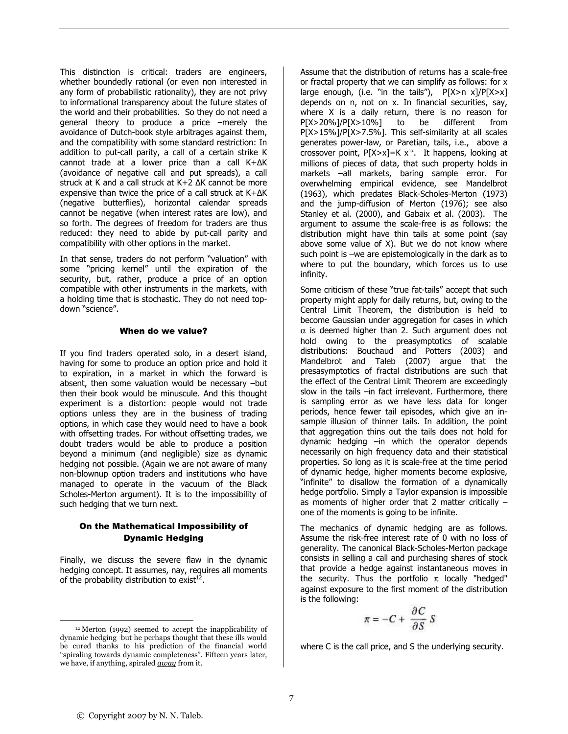This distinction is critical: traders are engineers, whether boundedly rational (or even non interested in any form of probabilistic rationality), they are not privy to informational transparency about the future states of the world and their probabilities. So they do not need a general theory to produce a price –merely the avoidance of Dutch-book style arbitrages against them, and the compatibility with some standard restriction: In addition to put-call parity, a call of a certain strike K cannot trade at a lower price than a call K+ΔK (avoidance of negative call and put spreads), a call struck at K and a call struck at K+2 ΔK cannot be more expensive than twice the price of a call struck at K+ΔK (negative butterflies), horizontal calendar spreads cannot be negative (when interest rates are low), and so forth. The degrees of freedom for traders are thus reduced: they need to abide by put-call parity and compatibility with other options in the market.

In that sense, traders do not perform "valuation" with some "pricing kernel" until the expiration of the security, but, rather, produce a price of an option compatible with other instruments in the markets, with a holding time that is stochastic. They do not need top-down "science".

### When do we value?

If you find traders operated solo, in a desert island, having for some to produce an option price and hold it to expiration, in a market in which the forward is absent, then some valuation would be necessary –but then their book would be minuscule. And this thought experiment is a distortion: people would not trade options unless they are in the business of trading options, in which case they would need to have a book with offsetting trades. For without offsetting trades, we doubt traders would be able to produce a position beyond a minimum (and negligible) size as dynamic hedging not possible. (Again we are not aware of many non-blownup option traders and institutions who have managed to operate in the vacuum of the Black Scholes-Merton argument). It is to the impossibility of such hedging that we turn next.

### On the Mathematical Impossibility of Dynamic Hedging

Finally, we discuss the severe flaw in the dynamic hedging concept. It assumes, nay, requires all moments of the probability distribution to exist[12].

Assume that the distribution of returns has a scale-free or fractal property that we can simplify as follows: for x large enough, (i.e. "in the tails"), P[X>n x]/P[X>x] depends on n, not on x. In financial securities, say, where X is a daily return, there is no reason for P[X>20%]/P[X>10%] to be different from P[X>15%]/P[X>7.5%]. This self-similarity at all scales generates power-law, or Paretian, tails, i.e., above a crossover point, $P[X>x]=K\, x^{-\alpha}$. It happens, looking at millions of pieces of data, that such property holds in markets –all markets, baring sample error. For overwhelming empirical evidence, see Mandelbrot (1963), which predates Black-Scholes-Merton (1973) and the jump-diffusion of Merton (1976); see also Stanley et al. (2000), and Gabaix et al. (2003). The argument to assume the scale-free is as follows: the distribution might have thin tails at some point (say above some value of X). But we do not know where such point is –we are epistemologically in the dark as to where to put the boundary, which forces us to use infinity.

Some criticism of these "true fat-tails" accept that such property might apply for daily returns, but, owing to the Central Limit Theorem, the distribution is held to become Gaussian under aggregation for cases in which $\alpha$ is deemed higher than 2. Such argument does not hold owing to the preasymptotics of scalable distributions: Bouchaud and Potters (2003) and Mandelbrot and Taleb (2007) argue that the presasymptotics of fractal distributions are such that the effect of the Central Limit Theorem are exceedingly slow in the tails –in fact irrelevant. Furthermore, there is sampling error as we have less data for longer periods, hence fewer tail episodes, which give an in-sample illusion of thinner tails. In addition, the point that aggregation thins out the tails does not hold for dynamic hedging –in which the operator depends necessarily on high frequency data and their statistical properties. So long as it is scale-free at the time period of dynamic hedge, higher moments become explosive, "infinite" to disallow the formation of a dynamically hedge portfolio. Simply a Taylor expansion is impossible as moments of higher order that 2 matter critically –one of the moments is going to be infinite.

The mechanics of dynamic hedging are as follows. Assume the risk-free interest rate of 0 with no loss of generality. The canonical Black-Scholes-Merton package consists in selling a call and purchasing shares of stock that provide a hedge against instantaneous moves in the security. Thus the portfolio $\pi$ locally "hedged" against exposure to the first moment of the distribution is the following:

$$\pi = -C + \frac{\partial C}{\partial S} S$$

where C is the call price, and S the underlying security.

[12] Merton (1992) seemed to accept the inapplicability of dynamic hedging but he perhaps thought that these ills would be cured thanks to his prediction of the financial world "spiraling towards dynamic completeness". Fifteen years later, we have, if anything, spiraled ***away*** from it.

© Copyright 2007 by N. N. Taleb.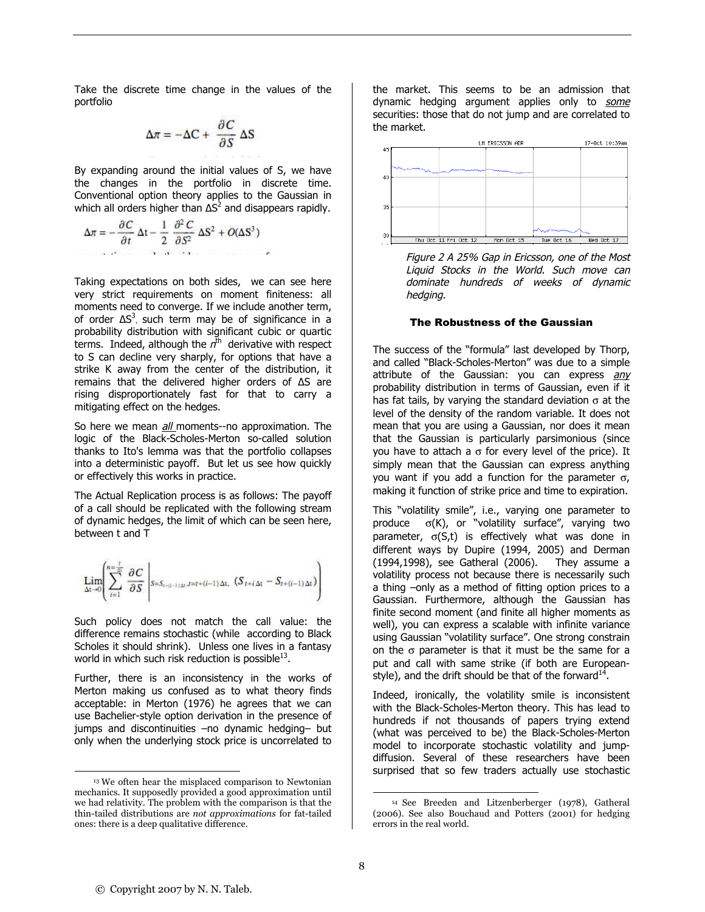Take the discrete time change in the values of the portfolio

$$\Delta\pi = -\Delta C + \frac{\partial C}{\partial S}\Delta S$$

By expanding around the initial values of S, we have the changes in the portfolio in discrete time. Conventional option theory applies to the Gaussian in which all orders higher than $\Delta S^2$ and disappears rapidly.

$$\Delta\pi = -\frac{\partial C}{\partial t}\Delta t - \frac{1}{2}\frac{\partial^2 C}{\partial S^2}\Delta S^2 + O(\Delta S^3)$$

Taking expectations on both sides, we can see here very strict requirements on moment finiteness: all moments need to converge. If we include another term, of order $\Delta S^3$, such term may be of significance in a probability distribution with significant cubic or quartic terms. Indeed, although the $n^{th}$ derivative with respect to S can decline very sharply, for options that have a strike K away from the center of the distribution, it remains that the delivered higher orders of ΔS are rising disproportionately fast for that to carry a mitigating effect on the hedges.

So here we mean *all* moments--no approximation. The logic of the Black-Scholes-Merton so-called solution thanks to Ito's lemma was that the portfolio collapses into a deterministic payoff. But let us see how quickly or effectively this works in practice.

The Actual Replication process is as follows: The payoff of a call should be replicated with the following stream of dynamic hedges, the limit of which can be seen here, between t and T

$$\lim_{\Delta t \to 0}\left(\sum_{i=1}^{n=\frac{T}{\Delta t}} \frac{\partial C}{\partial S}\bigg|_{S=S_{t+(i-1)\Delta t},\, t=t+(i-1)\Delta t,} \left(S_{t+i\Delta t} - S_{t+(i-1)\Delta t}\right)\right)$$

Such policy does not match the call value: the difference remains stochastic (while according to Black Scholes it should shrink). Unless one lives in a fantasy world in which such risk reduction is possible[13].

Further, there is an inconsistency in the works of Merton making us confused as to what theory finds acceptable: in Merton (1976) he agrees that we can use Bachelier-style option derivation in the presence of jumps and discontinuities –no dynamic hedging– but only when the underlying stock price is uncorrelated to the market. This seems to be an admission that dynamic hedging argument applies only to *some* securities: those that do not jump and are correlated to the market.

LM ERICSSON ADR 17-Oct 10:39am
45
40
35
30
Thu Oct 11 Fri Oct 12 Mon Oct 15 Tue Oct 16 Wed Oct 17

*Figure 2 A 25% Gap in Ericsson, one of the Most Liquid Stocks in the World. Such move can dominate hundreds of weeks of dynamic hedging.*

### The Robustness of the Gaussian

The success of the "formula" last developed by Thorp, and called "Black-Scholes-Merton" was due to a simple attribute of the Gaussian: you can express *any* probability distribution in terms of Gaussian, even if it has fat tails, by varying the standard deviation σ at the level of the density of the random variable. It does not mean that you are using a Gaussian, nor does it mean that the Gaussian is particularly parsimonious (since you have to attach a σ for every level of the price). It simply mean that the Gaussian can express anything you want if you add a function for the parameter σ, making it function of strike price and time to expiration.

This "volatility smile", i.e., varying one parameter to produce σ(K), or "volatility surface", varying two parameter, σ(S,t) is effectively what was done in different ways by Dupire (1994, 2005) and Derman (1994,1998), see Gatheral (2006). They assume a volatility process not because there is necessarily such a thing –only as a method of fitting option prices to a Gaussian. Furthermore, although the Gaussian has finite second moment (and finite all higher moments as well), you can express a scalable with infinite variance using Gaussian "volatility surface". One strong constrain on the σ parameter is that it must be the same for a put and call with same strike (if both are European-style), and the drift should be that of the forward[14].

Indeed, ironically, the volatility smile is inconsistent with the Black-Scholes-Merton theory. This has lead to hundreds if not thousands of papers trying extend (what was perceived to be) the Black-Scholes-Merton model to incorporate stochastic volatility and jump-diffusion. Several of these researchers have been surprised that so few traders actually use stochastic

---

[13] We often hear the misplaced comparison to Newtonian mechanics. It supposedly provided a good approximation until we had relativity. The problem with the comparison is that the thin-tailed distributions are *not approximations* for fat-tailed ones: there is a deep qualitative difference.

[14] See Breeden and Litzenberberger (1978), Gatheral (2006). See also Bouchaud and Potters (2001) for hedging errors in the real world.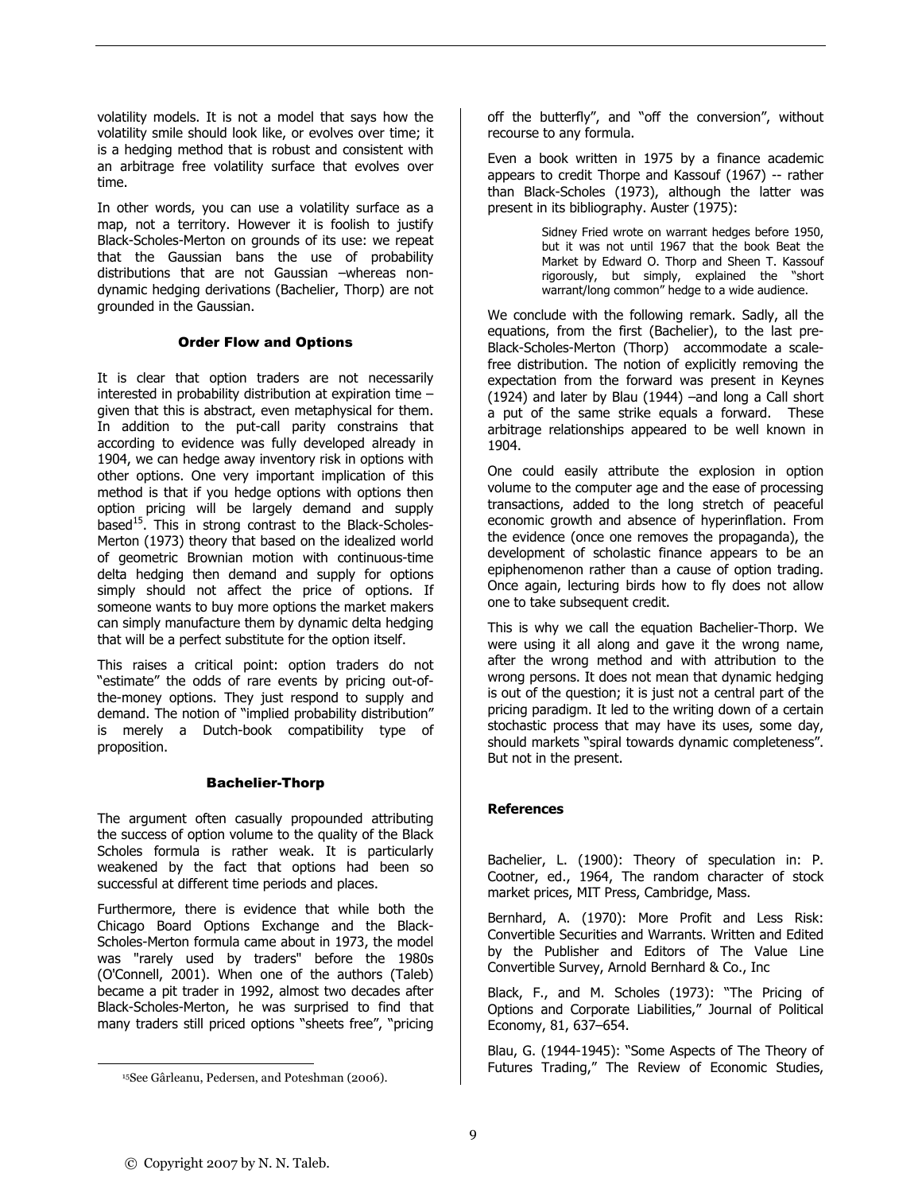volatility models. It is not a model that says how the volatility smile should look like, or evolves over time; it is a hedging method that is robust and consistent with an arbitrage free volatility surface that evolves over time.

In other words, you can use a volatility surface as a map, not a territory. However it is foolish to justify Black-Scholes-Merton on grounds of its use: we repeat that the Gaussian bans the use of probability distributions that are not Gaussian –whereas non-dynamic hedging derivations (Bachelier, Thorp) are not grounded in the Gaussian.

### Order Flow and Options

It is clear that option traders are not necessarily interested in probability distribution at expiration time – given that this is abstract, even metaphysical for them. In addition to the put-call parity constrains that according to evidence was fully developed already in 1904, we can hedge away inventory risk in options with other options. One very important implication of this method is that if you hedge options with options then option pricing will be largely demand and supply based[15]. This in strong contrast to the Black-Scholes-Merton (1973) theory that based on the idealized world of geometric Brownian motion with continuous-time delta hedging then demand and supply for options simply should not affect the price of options. If someone wants to buy more options the market makers can simply manufacture them by dynamic delta hedging that will be a perfect substitute for the option itself.

This raises a critical point: option traders do not "estimate" the odds of rare events by pricing out-of-the-money options. They just respond to supply and demand. The notion of "implied probability distribution" is merely a Dutch-book compatibility type of proposition.

### Bachelier-Thorp

The argument often casually propounded attributing the success of option volume to the quality of the Black Scholes formula is rather weak. It is particularly weakened by the fact that options had been so successful at different time periods and places.

Furthermore, there is evidence that while both the Chicago Board Options Exchange and the Black-Scholes-Merton formula came about in 1973, the model was "rarely used by traders" before the 1980s (O'Connell, 2001). When one of the authors (Taleb) became a pit trader in 1992, almost two decades after Black-Scholes-Merton, he was surprised to find that many traders still priced options "sheets free", "pricing off the butterfly", and "off the conversion", without recourse to any formula.

Even a book written in 1975 by a finance academic appears to credit Thorpe and Kassouf (1967) -- rather than Black-Scholes (1973), although the latter was present in its bibliography. Auster (1975):

> Sidney Fried wrote on warrant hedges before 1950, but it was not until 1967 that the book Beat the Market by Edward O. Thorp and Sheen T. Kassouf rigorously, but simply, explained the "short warrant/long common" hedge to a wide audience.

We conclude with the following remark. Sadly, all the equations, from the first (Bachelier), to the last pre-Black-Scholes-Merton (Thorp) accommodate a scale-free distribution. The notion of explicitly removing the expectation from the forward was present in Keynes (1924) and later by Blau (1944) –and long a Call short a put of the same strike equals a forward. These arbitrage relationships appeared to be well known in 1904.

One could easily attribute the explosion in option volume to the computer age and the ease of processing transactions, added to the long stretch of peaceful economic growth and absence of hyperinflation. From the evidence (once one removes the propaganda), the development of scholastic finance appears to be an epiphenomenon rather than a cause of option trading. Once again, lecturing birds how to fly does not allow one to take subsequent credit.

This is why we call the equation Bachelier-Thorp. We were using it all along and gave it the wrong name, after the wrong method and with attribution to the wrong persons. It does not mean that dynamic hedging is out of the question; it is just not a central part of the pricing paradigm. It led to the writing down of a certain stochastic process that may have its uses, some day, should markets "spiral towards dynamic completeness". But not in the present.

### References

Bachelier, L. (1900): Theory of speculation in: P. Cootner, ed., 1964, The random character of stock market prices, MIT Press, Cambridge, Mass.

Bernhard, A. (1970): More Profit and Less Risk: Convertible Securities and Warrants. Written and Edited by the Publisher and Editors of The Value Line Convertible Survey, Arnold Bernhard & Co., Inc

Black, F., and M. Scholes (1973): "The Pricing of Options and Corporate Liabilities," Journal of Political Economy, 81, 637–654.

Blau, G. (1944-1945): "Some Aspects of The Theory of Futures Trading," The Review of Economic Studies,

[15] See Gârleanu, Pedersen, and Poteshman (2006).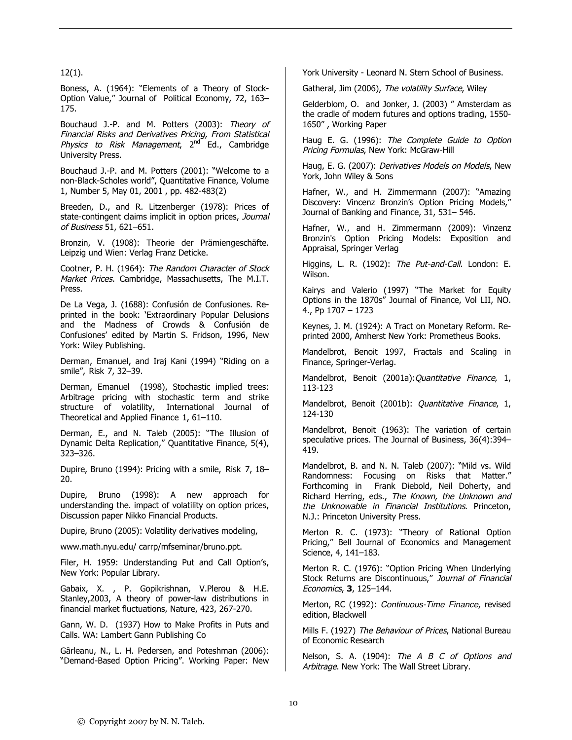12(1).

Boness, A. (1964): "Elements of a Theory of Stock-Option Value," Journal of Political Economy, 72, 163–175.

Bouchaud J.-P. and M. Potters (2003): *Theory of Financial Risks and Derivatives Pricing, From Statistical Physics to Risk Management*, 2nd Ed., Cambridge University Press.

Bouchaud J.-P. and M. Potters (2001): "Welcome to a non-Black-Scholes world", Quantitative Finance, Volume 1, Number 5, May 01, 2001 , pp. 482-483(2)

Breeden, D., and R. Litzenberger (1978): Prices of state-contingent claims implicit in option prices, *Journal of Business* 51, 621–651.

Bronzin, V. (1908): Theorie der Prämiengeschäfte. Leipzig und Wien: Verlag Franz Deticke.

Cootner, P. H. (1964): *The Random Character of Stock Market Prices*. Cambridge, Massachusetts, The M.I.T. Press.

De La Vega, J. (1688): Confusión de Confusiones. Re-printed in the book: 'Extraordinary Popular Delusions and the Madness of Crowds & Confusión de Confusiones' edited by Martin S. Fridson, 1996, New York: Wiley Publishing.

Derman, Emanuel, and Iraj Kani (1994) "Riding on a smile", Risk 7, 32–39.

Derman, Emanuel (1998), Stochastic implied trees: Arbitrage pricing with stochastic term and strike structure of volatility, International Journal of Theoretical and Applied Finance 1, 61–110.

Derman, E., and N. Taleb (2005): "The Illusion of Dynamic Delta Replication," Quantitative Finance, 5(4), 323–326.

Dupire, Bruno (1994): Pricing with a smile, Risk 7, 18–20.

Dupire, Bruno (1998): A new approach for understanding the. impact of volatility on option prices, Discussion paper Nikko Financial Products.

Dupire, Bruno (2005): Volatility derivatives modeling,

www.math.nyu.edu/ carrp/mfseminar/bruno.ppt.

Filer, H. 1959: Understanding Put and Call Option's, New York: Popular Library.

Gabaix, X. , P. Gopikrishnan, V.Plerou & H.E. Stanley,2003, A theory of power-law distributions in financial market fluctuations, Nature, 423, 267-270.

Gann, W. D. (1937) How to Make Profits in Puts and Calls. WA: Lambert Gann Publishing Co

Gârleanu, N., L. H. Pedersen, and Poteshman (2006): "Demand-Based Option Pricing". Working Paper: New York University - Leonard N. Stern School of Business.

Gatheral, Jim (2006), *The volatility Surface*, Wiley

Gelderblom, O. and Jonker, J. (2003) " Amsterdam as the cradle of modern futures and options trading, 1550-1650" , Working Paper

Haug E. G. (1996): *The Complete Guide to Option Pricing Formulas*, New York: McGraw-Hill

Haug, E. G. (2007): *Derivatives Models on Models*, New York, John Wiley & Sons

Hafner, W., and H. Zimmermann (2007): "Amazing Discovery: Vincenz Bronzin's Option Pricing Models," Journal of Banking and Finance, 31, 531– 546.

Hafner, W., and H. Zimmermann (2009): Vinzenz Bronzin's Option Pricing Models: Exposition and Appraisal, Springer Verlag

Higgins, L. R. (1902): *The Put-and-Call*. London: E. Wilson.

Kairys and Valerio (1997) "The Market for Equity Options in the 1870s" Journal of Finance, Vol LII, NO. 4., Pp 1707 – 1723

Keynes, J. M. (1924): A Tract on Monetary Reform. Re-printed 2000, Amherst New York: Prometheus Books.

Mandelbrot, Benoit 1997, Fractals and Scaling in Finance, Springer-Verlag.

Mandelbrot, Benoit (2001a):*Quantitative Finance*, 1, 113-123

Mandelbrot, Benoit (2001b): *Quantitative Finance*, 1, 124-130

Mandelbrot, Benoit (1963): The variation of certain speculative prices. The Journal of Business, 36(4):394–419.

Mandelbrot, B. and N. N. Taleb (2007): "Mild vs. Wild Randomness: Focusing on Risks that Matter." Forthcoming in Frank Diebold, Neil Doherty, and Richard Herring, eds., *The Known, the Unknown and the Unknowable in Financial Institutions*. Princeton, N.J.: Princeton University Press.

Merton R. C. (1973): "Theory of Rational Option Pricing," Bell Journal of Economics and Management Science, 4, 141–183.

Merton R. C. (1976): "Option Pricing When Underlying Stock Returns are Discontinuous," *Journal of Financial Economics*, **3**, 125–144.

Merton, RC (1992): *Continuous-Time Finance*, revised edition, Blackwell

Mills F. (1927) *The Behaviour of Prices*, National Bureau of Economic Research

Nelson, S. A. (1904): *The A B C of Options and Arbitrage*. New York: The Wall Street Library.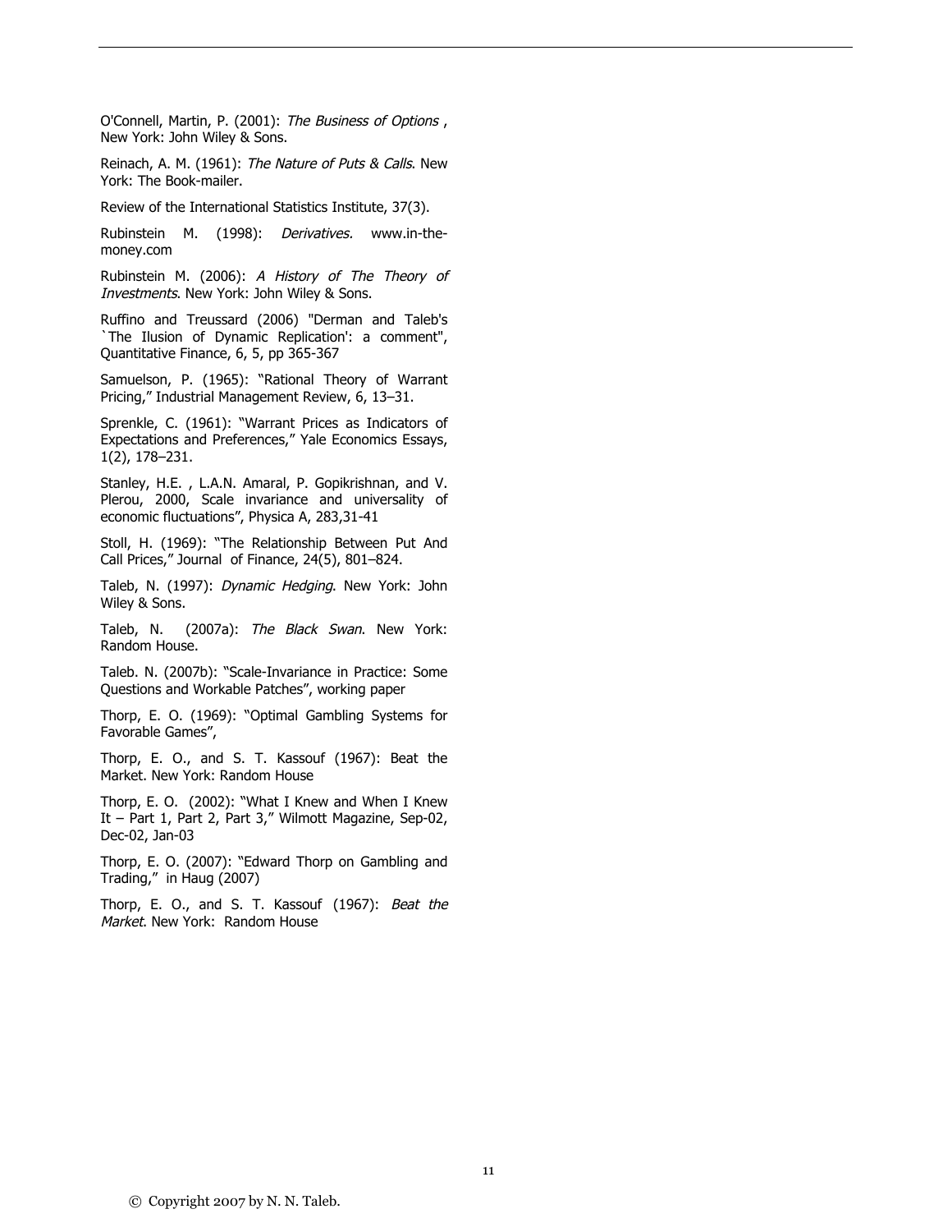O'Connell, Martin, P. (2001): *The Business of Options* , New York: John Wiley & Sons.

Reinach, A. M. (1961): *The Nature of Puts & Calls*. New York: The Book-mailer.

Review of the International Statistics Institute, 37(3).

Rubinstein M. (1998): *Derivatives.* www.in-the-money.com

Rubinstein M. (2006): *A History of The Theory of Investments*. New York: John Wiley & Sons.

Ruffino and Treussard (2006) "Derman and Taleb's `The Ilusion of Dynamic Replication': a comment", Quantitative Finance, 6, 5, pp 365-367

Samuelson, P. (1965): "Rational Theory of Warrant Pricing," Industrial Management Review, 6, 13–31.

Sprenkle, C. (1961): "Warrant Prices as Indicators of Expectations and Preferences," Yale Economics Essays, 1(2), 178–231.

Stanley, H.E. , L.A.N. Amaral, P. Gopikrishnan, and V. Plerou, 2000, Scale invariance and universality of economic fluctuations", Physica A, 283,31-41

Stoll, H. (1969): "The Relationship Between Put And Call Prices," Journal of Finance, 24(5), 801–824.

Taleb, N. (1997): *Dynamic Hedging*. New York: John Wiley & Sons.

Taleb, N. (2007a): *The Black Swan*. New York: Random House.

Taleb. N. (2007b): "Scale-Invariance in Practice: Some Questions and Workable Patches", working paper

Thorp, E. O. (1969): "Optimal Gambling Systems for Favorable Games",

Thorp, E. O., and S. T. Kassouf (1967): Beat the Market. New York: Random House

Thorp, E. O. (2002): "What I Knew and When I Knew It – Part 1, Part 2, Part 3," Wilmott Magazine, Sep-02, Dec-02, Jan-03

Thorp, E. O. (2007): "Edward Thorp on Gambling and Trading," in Haug (2007)

Thorp, E. O., and S. T. Kassouf (1967): *Beat the Market*. New York: Random House

© Copyright 2007 by N. N. Taleb.